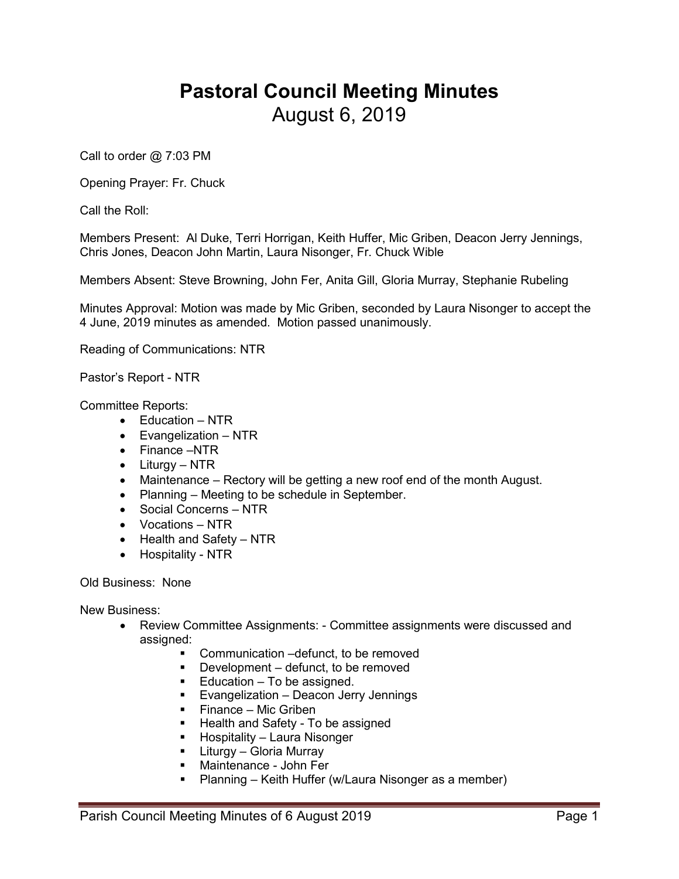# Pastoral Council Meeting Minutes
## August 6, 2019

Call to order @ 7:03 PM

Opening Prayer: Fr. Chuck

Call the Roll:

Members Present: Al Duke, Terri Horrigan, Keith Huffer, Mic Griben, Deacon Jerry Jennings, Chris Jones, Deacon John Martin, Laura Nisonger, Fr. Chuck Wible

Members Absent: Steve Browning, John Fer, Anita Gill, Gloria Murray, Stephanie Rubeling

Minutes Approval: Motion was made by Mic Griben, seconded by Laura Nisonger to accept the 4 June, 2019 minutes as amended. Motion passed unanimously.

Reading of Communications: NTR

Pastor's Report - NTR

Committee Reports:

- Education – NTR
- Evangelization – NTR
- Finance –NTR
- Liturgy – NTR
- Maintenance – Rectory will be getting a new roof end of the month August.
- Planning – Meeting to be schedule in September.
- Social Concerns – NTR
- Vocations – NTR
- Health and Safety – NTR
- Hospitality - NTR

Old Business: None

New Business:

- Review Committee Assignments: - Committee assignments were discussed and assigned:
  - Communication –defunct, to be removed
  - Development – defunct, to be removed
  - Education – To be assigned.
  - Evangelization – Deacon Jerry Jennings
  - Finance – Mic Griben
  - Health and Safety - To be assigned
  - Hospitality – Laura Nisonger
  - Liturgy – Gloria Murray
  - Maintenance - John Fer
  - Planning – Keith Huffer (w/Laura Nisonger as a member)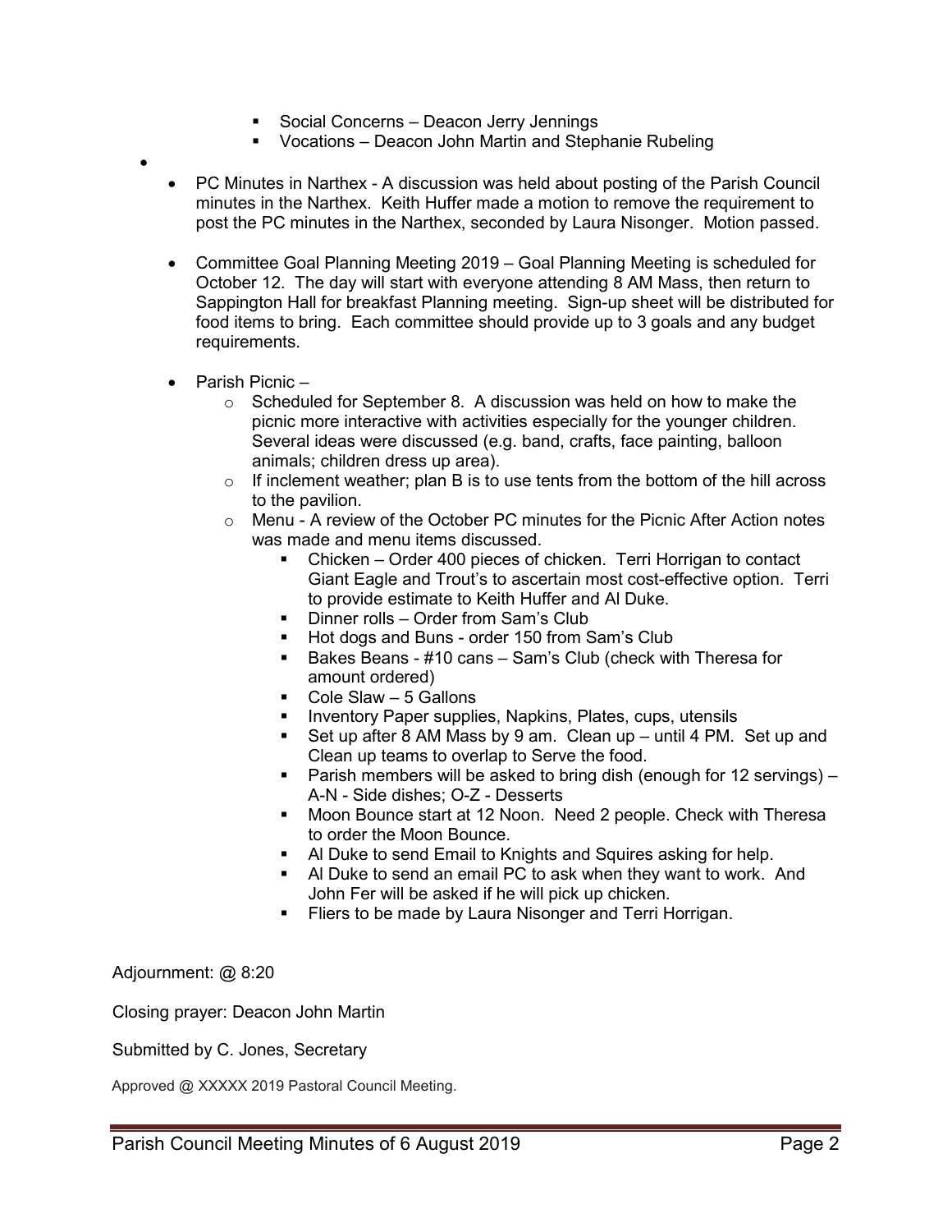- Social Concerns – Deacon Jerry Jennings
        - Vocations – Deacon John Martin and Stephanie Rubeling

- PC Minutes in Narthex - A discussion was held about posting of the Parish Council minutes in the Narthex. Keith Huffer made a motion to remove the requirement to post the PC minutes in the Narthex, seconded by Laura Nisonger. Motion passed.

- Committee Goal Planning Meeting 2019 – Goal Planning Meeting is scheduled for October 12. The day will start with everyone attending 8 AM Mass, then return to Sappington Hall for breakfast Planning meeting. Sign-up sheet will be distributed for food items to bring. Each committee should provide up to 3 goals and any budget requirements.

- Parish Picnic –
    - Scheduled for September 8. A discussion was held on how to make the picnic more interactive with activities especially for the younger children. Several ideas were discussed (e.g. band, crafts, face painting, balloon animals; children dress up area).
    - If inclement weather; plan B is to use tents from the bottom of the hill across to the pavilion.
    - Menu - A review of the October PC minutes for the Picnic After Action notes was made and menu items discussed.
        - Chicken – Order 400 pieces of chicken. Terri Horrigan to contact Giant Eagle and Trout's to ascertain most cost-effective option. Terri to provide estimate to Keith Huffer and Al Duke.
        - Dinner rolls – Order from Sam's Club
        - Hot dogs and Buns - order 150 from Sam's Club
        - Bakes Beans - #10 cans – Sam's Club (check with Theresa for amount ordered)
        - Cole Slaw – 5 Gallons
        - Inventory Paper supplies, Napkins, Plates, cups, utensils
        - Set up after 8 AM Mass by 9 am. Clean up – until 4 PM. Set up and Clean up teams to overlap to Serve the food.
        - Parish members will be asked to bring dish (enough for 12 servings) – A-N - Side dishes; O-Z - Desserts
        - Moon Bounce start at 12 Noon. Need 2 people. Check with Theresa to order the Moon Bounce.
        - Al Duke to send Email to Knights and Squires asking for help.
        - Al Duke to send an email PC to ask when they want to work. And John Fer will be asked if he will pick up chicken.
        - Fliers to be made by Laura Nisonger and Terri Horrigan.

Adjournment: @ 8:20

Closing prayer: Deacon John Martin

Submitted by C. Jones, Secretary

Approved @ XXXXX 2019 Pastoral Council Meeting.